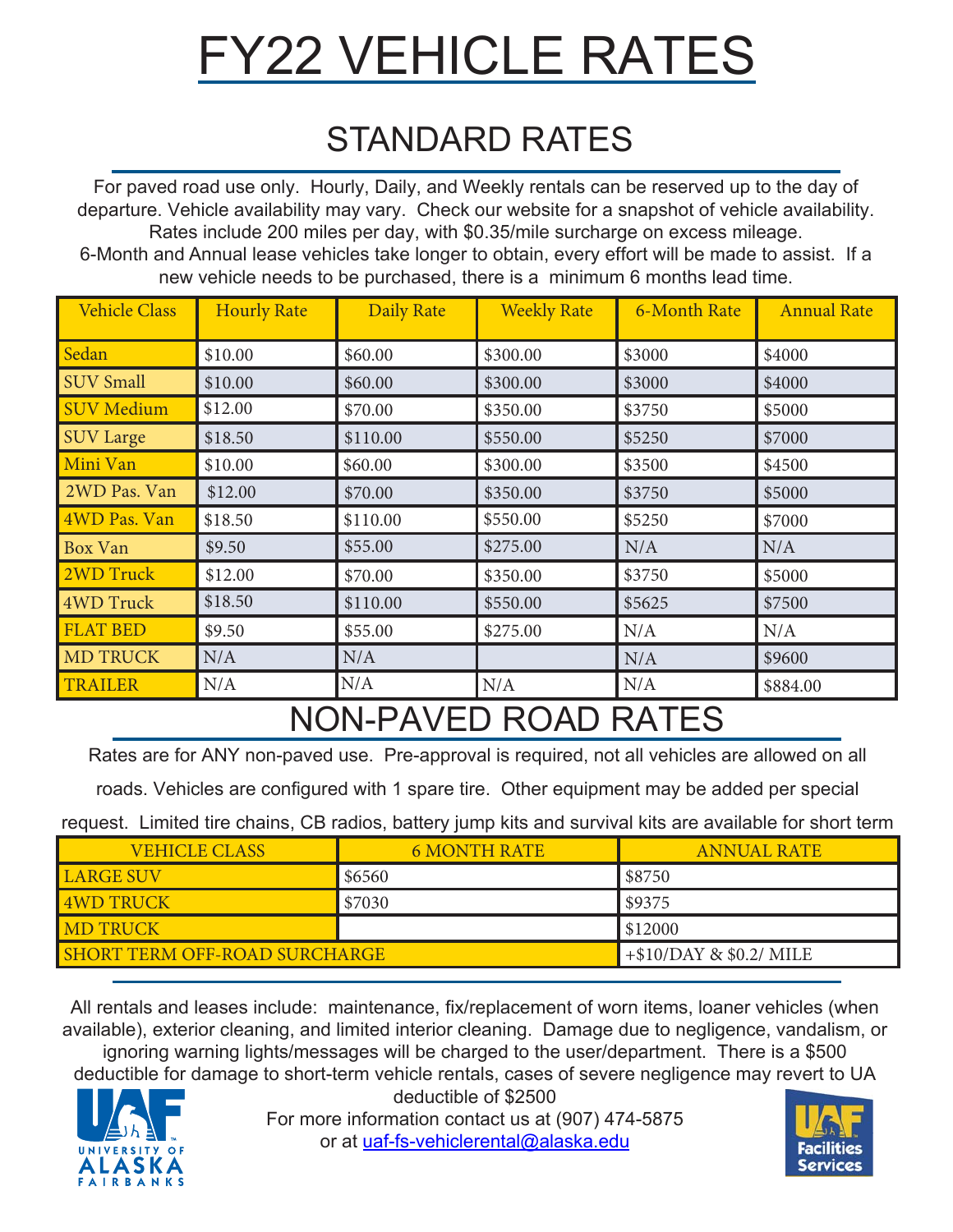# FY22 VEHICLE RATES

## STANDARD RATES

For paved road use only. Hourly, Daily, and Weekly rentals can be reserved up to the day of departure. Vehicle availability may vary. Check our website for a snapshot of vehicle availability. Rates include 200 miles per day, with $0.35/mile surcharge on excess mileage. 6-Month and Annual lease vehicles take longer to obtain, every effort will be made to assist. If a new vehicle needs to be purchased, there is a minimum 6 months lead time.

| Vehicle Class | Hourly Rate | Daily Rate | Weekly Rate | 6-Month Rate | Annual Rate |
|---|---|---|---|---|---|
| Sedan | $10.00 | $60.00 | $300.00 | $3000 | $4000 |
| SUV Small | $10.00 | $60.00 | $300.00 | $3000 | $4000 |
| SUV Medium | $12.00 | $70.00 | $350.00 | $3750 | $5000 |
| SUV Large | $18.50 | $110.00 | $550.00 | $5250 | $7000 |
| Mini Van | $10.00 | $60.00 | $300.00 | $3500 | $4500 |
| 2WD Pas. Van | $12.00 | $70.00 | $350.00 | $3750 | $5000 |
| 4WD Pas. Van | $18.50 | $110.00 | $550.00 | $5250 | $7000 |
| Box Van | $9.50 | $55.00 | $275.00 | N/A | N/A |
| 2WD Truck | $12.00 | $70.00 | $350.00 | $3750 | $5000 |
| 4WD Truck | $18.50 | $110.00 | $550.00 | $5625 | $7500 |
| FLAT BED | $9.50 | $55.00 | $275.00 | N/A | N/A |
| MD TRUCK | N/A | N/A | | N/A | $9600 |
| TRAILER | N/A | N/A | N/A | N/A | $884.00 |

## NON-PAVED ROAD RATES

Rates are for ANY non-paved use. Pre-approval is required, not all vehicles are allowed on all roads. Vehicles are configured with 1 spare tire. Other equipment may be added per special request. Limited tire chains, CB radios, battery jump kits and survival kits are available for short term

| VEHICLE CLASS | 6 MONTH RATE | ANNUAL RATE |
|---|---|---|
| LARGE SUV | $6560 | $8750 |
| 4WD TRUCK | $7030 | $9375 |
| MD TRUCK | | $12000 |
| SHORT TERM OFF-ROAD SURCHARGE | | +$10/DAY & $0.2/ MILE |

All rentals and leases include: maintenance, fix/replacement of worn items, loaner vehicles (when available), exterior cleaning, and limited interior cleaning. Damage due to negligence, vandalism, or ignoring warning lights/messages will be charged to the user/department. There is a $500 deductible for damage to short-term vehicle rentals, cases of severe negligence may revert to UA deductible of $2500

For more information contact us at (907) 474-5875
or at uaf-fs-vehiclerental@alaska.edu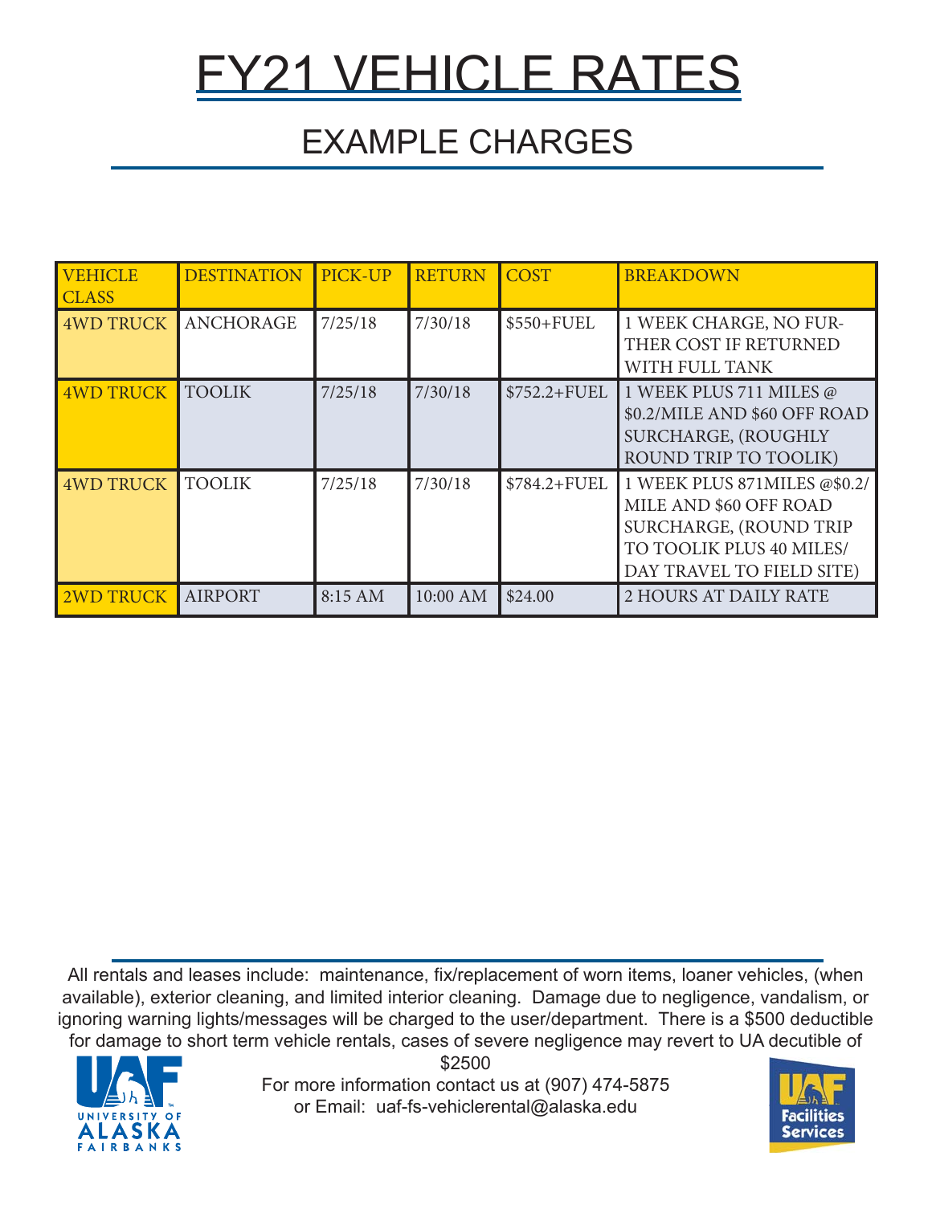# FY21 VEHICLE RATES

## EXAMPLE CHARGES

| VEHICLE CLASS | DESTINATION | PICK-UP | RETURN | COST | BREAKDOWN |
|---|---|---|---|---|---|
| 4WD TRUCK | ANCHORAGE | 7/25/18 | 7/30/18 | $550+FUEL | 1 WEEK CHARGE, NO FURTHER COST IF RETURNED WITH FULL TANK |
| 4WD TRUCK | TOOLIK | 7/25/18 | 7/30/18 | $752.2+FUEL | 1 WEEK PLUS 711 MILES @ $0.2/MILE AND $60 OFF ROAD SURCHARGE, (ROUGHLY ROUND TRIP TO TOOLIK) |
| 4WD TRUCK | TOOLIK | 7/25/18 | 7/30/18 | $784.2+FUEL | 1 WEEK PLUS 871MILES @$0.2/MILE AND $60 OFF ROAD SURCHARGE, (ROUND TRIP TO TOOLIK PLUS 40 MILES/DAY TRAVEL TO FIELD SITE) |
| 2WD TRUCK | AIRPORT | 8:15 AM | 10:00 AM | $24.00 | 2 HOURS AT DAILY RATE |

All rentals and leases include: maintenance, fix/replacement of worn items, loaner vehicles, (when available), exterior cleaning, and limited interior cleaning. Damage due to negligence, vandalism, or ignoring warning lights/messages will be charged to the user/department. There is a $500 deductible for damage to short term vehicle rentals, cases of severe negligence may revert to UA decutible of $2500

For more information contact us at (907) 474-5875
or Email: uaf-fs-vehiclerental@alaska.edu

UAF UNIVERSITY OF ALASKA FAIRBANKS

UAF Facilities Services